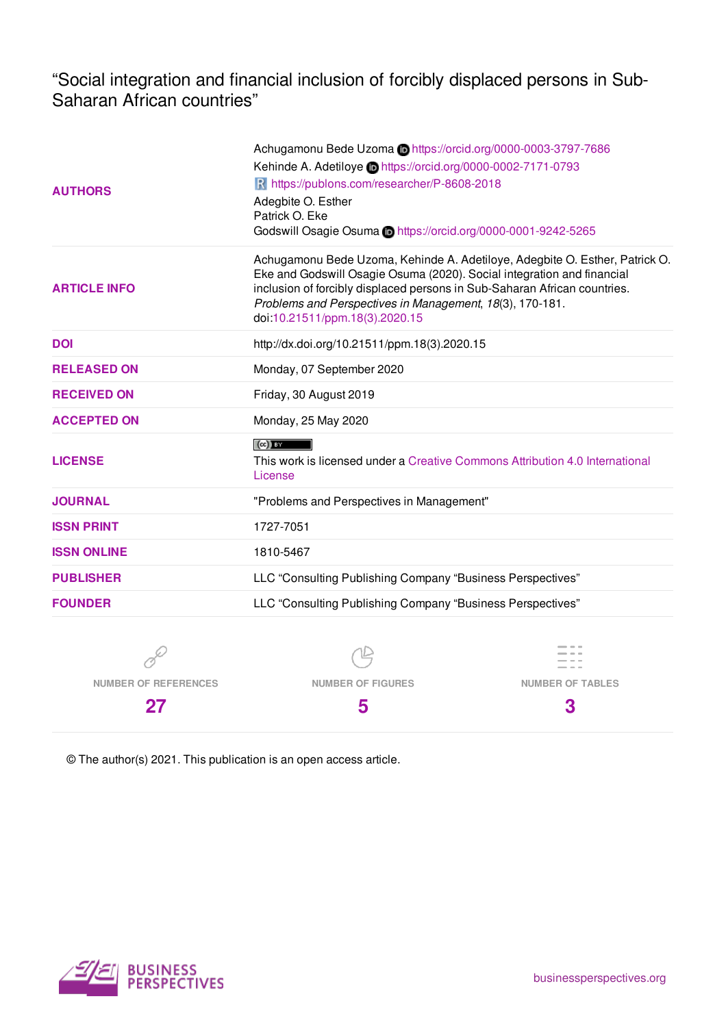# "Social integration and financial inclusion of forcibly displaced persons in Sub-Saharan African countries"

| | |
|---|---|
| **AUTHORS** | Achugamonu Bede Uzoma https://orcid.org/0000-0003-3797-7686<br>Kehinde A. Adetiloye https://orcid.org/0000-0002-7171-0793<br>https://publons.com/researcher/P-8608-2018<br>Adegbite O. Esther<br>Patrick O. Eke<br>Godswill Osagie Osuma https://orcid.org/0000-0001-9242-5265 |
| **ARTICLE INFO** | Achugamonu Bede Uzoma, Kehinde A. Adetiloye, Adegbite O. Esther, Patrick O. Eke and Godswill Osagie Osuma (2020). Social integration and financial inclusion of forcibly displaced persons in Sub-Saharan African countries. *Problems and Perspectives in Management*, *18*(3), 170-181. doi:10.21511/ppm.18(3).2020.15 |
| **DOI** | http://dx.doi.org/10.21511/ppm.18(3).2020.15 |
| **RELEASED ON** | Monday, 07 September 2020 |
| **RECEIVED ON** | Friday, 30 August 2019 |
| **ACCEPTED ON** | Monday, 25 May 2020 |
| **LICENSE** | This work is licensed under a Creative Commons Attribution 4.0 International License |
| **JOURNAL** | "Problems and Perspectives in Management" |
| **ISSN PRINT** | 1727-7051 |
| **ISSN ONLINE** | 1810-5467 |
| **PUBLISHER** | LLC "Consulting Publishing Company "Business Perspectives" |
| **FOUNDER** | LLC "Consulting Publishing Company "Business Perspectives" |

| NUMBER OF REFERENCES | NUMBER OF FIGURES | NUMBER OF TABLES |
|---|---|---|
| 27 | 5 | 3 |

© The author(s) 2021. This publication is an open access article.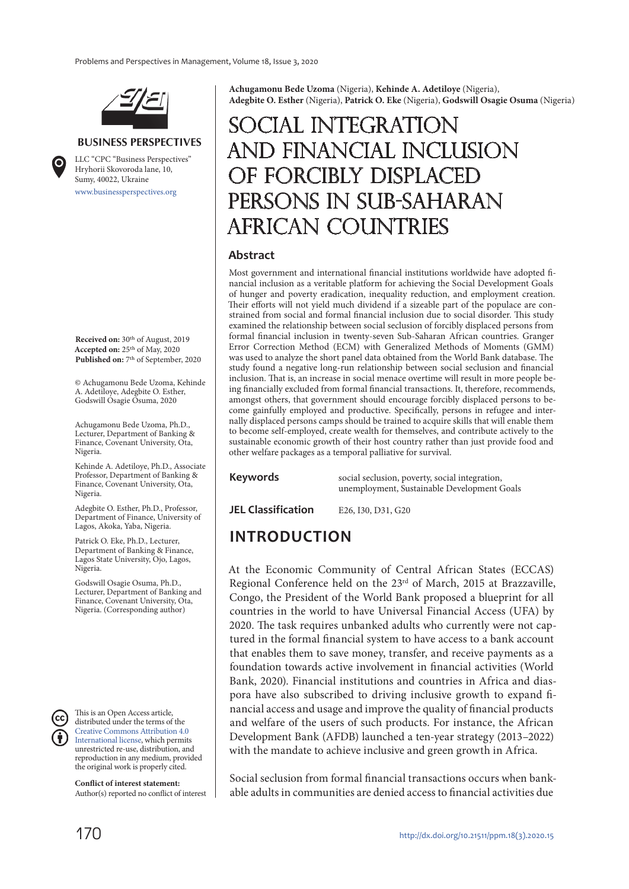Achugamonu Bede Uzoma (Nigeria), Kehinde A. Adetiloye (Nigeria), Adegbite O. Esther (Nigeria), Patrick O. Eke (Nigeria), Godswill Osagie Osuma (Nigeria)

# SOCIAL INTEGRATION AND FINANCIAL INCLUSION OF FORCIBLY DISPLACED PERSONS IN SUB-SAHARAN AFRICAN COUNTRIES

BUSINESS PERSPECTIVES

LLC "CPC "Business Perspectives" Hryhorii Skovoroda lane, 10, Sumy, 40022, Ukraine

www.businessperspectives.org

**Received on:** 30th of August, 2019
**Accepted on:** 25th of May, 2020
**Published on:** 7th of September, 2020

© Achugamonu Bede Uzoma, Kehinde A. Adetiloye, Adegbite O. Esther, Godswill Osagie Osuma, 2020

Achugamonu Bede Uzoma, Ph.D., Lecturer, Department of Banking & Finance, Covenant University, Ota, Nigeria.

Kehinde A. Adetiloye, Ph.D., Associate Professor, Department of Banking & Finance, Covenant University, Ota, Nigeria.

Adegbite O. Esther, Ph.D., Professor, Department of Finance, University of Lagos, Akoka, Yaba, Nigeria.

Patrick O. Eke, Ph.D., Lecturer, Department of Banking & Finance, Lagos State University, Ojo, Lagos, Nigeria.

Godswill Osagie Osuma, Ph.D., Lecturer, Department of Banking and Finance, Covenant University, Ota, Nigeria. (Corresponding author)

This is an Open Access article, distributed under the terms of the Creative Commons Attribution 4.0 International license, which permits unrestricted re-use, distribution, and reproduction in any medium, provided the original work is properly cited.

**Conflict of interest statement:** Author(s) reported no conflict of interest

## Abstract

Most government and international financial institutions worldwide have adopted financial inclusion as a veritable platform for achieving the Social Development Goals of hunger and poverty eradication, inequality reduction, and employment creation. Their efforts will not yield much dividend if a sizeable part of the populace are constrained from social and formal financial inclusion due to social disorder. This study examined the relationship between social seclusion of forcibly displaced persons from formal financial inclusion in twenty-seven Sub-Saharan African countries. Granger Error Correction Method (ECM) with Generalized Methods of Moments (GMM) was used to analyze the short panel data obtained from the World Bank database. The study found a negative long-run relationship between social seclusion and financial inclusion. That is, an increase in social menace overtime will result in more people being financially excluded from formal financial transactions. It, therefore, recommends, amongst others, that government should encourage forcibly displaced persons to become gainfully employed and productive. Specifically, persons in refugee and internally displaced persons camps should be trained to acquire skills that will enable them to become self-employed, create wealth for themselves, and contribute actively to the sustainable economic growth of their host country rather than just provide food and other welfare packages as a temporal palliative for survival.

**Keywords** social seclusion, poverty, social integration, unemployment, Sustainable Development Goals

**JEL Classification** E26, I30, D31, G20

## INTRODUCTION

At the Economic Community of Central African States (ECCAS) Regional Conference held on the 23rd of March, 2015 at Brazzaville, Congo, the President of the World Bank proposed a blueprint for all countries in the world to have Universal Financial Access (UFA) by 2020. The task requires unbanked adults who currently were not captured in the formal financial system to have access to a bank account that enables them to save money, transfer, and receive payments as a foundation towards active involvement in financial activities (World Bank, 2020). Financial institutions and countries in Africa and diaspora have also subscribed to driving inclusive growth to expand financial access and usage and improve the quality of financial products and welfare of the users of such products. For instance, the African Development Bank (AFDB) launched a ten-year strategy (2013–2022) with the mandate to achieve inclusive and green growth in Africa.

Social seclusion from formal financial transactions occurs when bankable adults in communities are denied access to financial activities due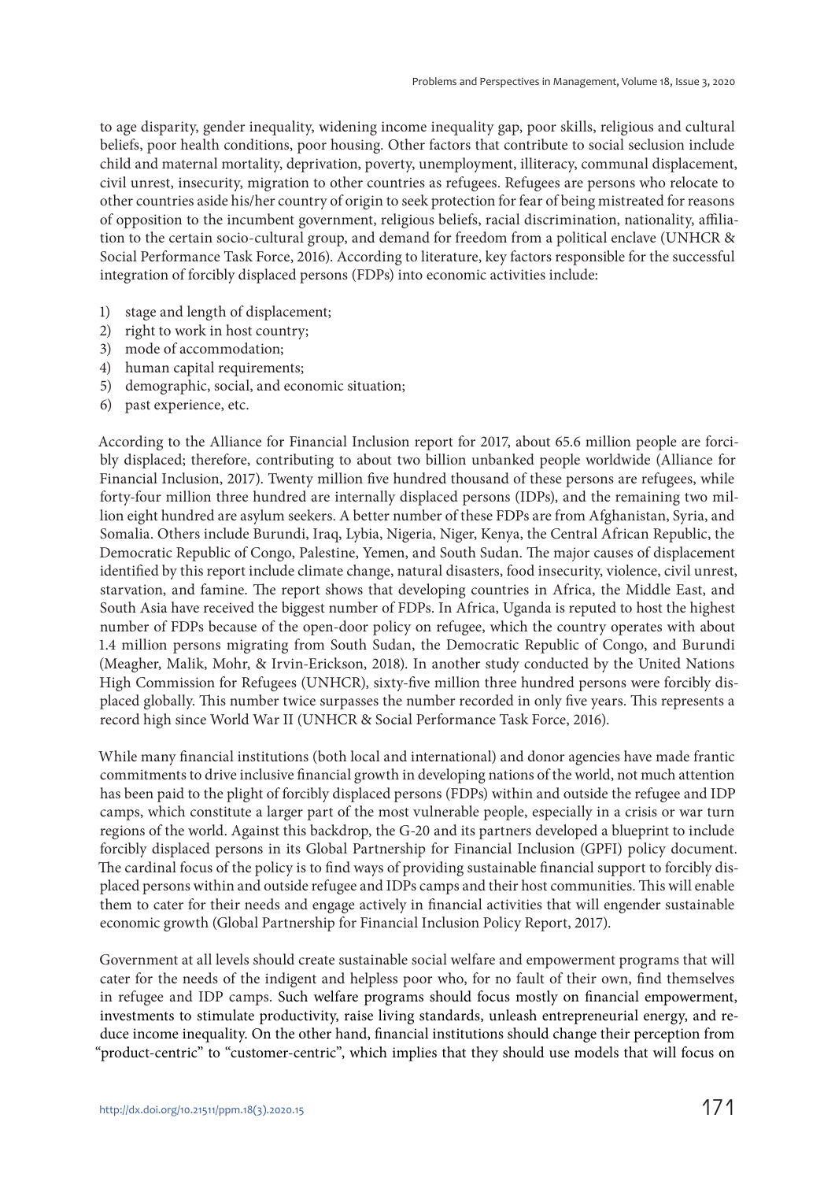to age disparity, gender inequality, widening income inequality gap, poor skills, religious and cultural beliefs, poor health conditions, poor housing. Other factors that contribute to social seclusion include child and maternal mortality, deprivation, poverty, unemployment, illiteracy, communal displacement, civil unrest, insecurity, migration to other countries as refugees. Refugees are persons who relocate to other countries aside his/her country of origin to seek protection for fear of being mistreated for reasons of opposition to the incumbent government, religious beliefs, racial discrimination, nationality, affiliation to the certain socio-cultural group, and demand for freedom from a political enclave (UNHCR & Social Performance Task Force, 2016). According to literature, key factors responsible for the successful integration of forcibly displaced persons (FDPs) into economic activities include:

1) stage and length of displacement;
2) right to work in host country;
3) mode of accommodation;
4) human capital requirements;
5) demographic, social, and economic situation;
6) past experience, etc.

According to the Alliance for Financial Inclusion report for 2017, about 65.6 million people are forcibly displaced; therefore, contributing to about two billion unbanked people worldwide (Alliance for Financial Inclusion, 2017). Twenty million five hundred thousand of these persons are refugees, while forty-four million three hundred are internally displaced persons (IDPs), and the remaining two million eight hundred are asylum seekers. A better number of these FDPs are from Afghanistan, Syria, and Somalia. Others include Burundi, Iraq, Lybia, Nigeria, Niger, Kenya, the Central African Republic, the Democratic Republic of Congo, Palestine, Yemen, and South Sudan. The major causes of displacement identified by this report include climate change, natural disasters, food insecurity, violence, civil unrest, starvation, and famine. The report shows that developing countries in Africa, the Middle East, and South Asia have received the biggest number of FDPs. In Africa, Uganda is reputed to host the highest number of FDPs because of the open-door policy on refugee, which the country operates with about 1.4 million persons migrating from South Sudan, the Democratic Republic of Congo, and Burundi (Meagher, Malik, Mohr, & Irvin-Erickson, 2018). In another study conducted by the United Nations High Commission for Refugees (UNHCR), sixty-five million three hundred persons were forcibly displaced globally. This number twice surpasses the number recorded in only five years. This represents a record high since World War II (UNHCR & Social Performance Task Force, 2016).

While many financial institutions (both local and international) and donor agencies have made frantic commitments to drive inclusive financial growth in developing nations of the world, not much attention has been paid to the plight of forcibly displaced persons (FDPs) within and outside the refugee and IDP camps, which constitute a larger part of the most vulnerable people, especially in a crisis or war turn regions of the world. Against this backdrop, the G-20 and its partners developed a blueprint to include forcibly displaced persons in its Global Partnership for Financial Inclusion (GPFI) policy document. The cardinal focus of the policy is to find ways of providing sustainable financial support to forcibly displaced persons within and outside refugee and IDPs camps and their host communities. This will enable them to cater for their needs and engage actively in financial activities that will engender sustainable economic growth (Global Partnership for Financial Inclusion Policy Report, 2017).

Government at all levels should create sustainable social welfare and empowerment programs that will cater for the needs of the indigent and helpless poor who, for no fault of their own, find themselves in refugee and IDP camps. Such welfare programs should focus mostly on financial empowerment, investments to stimulate productivity, raise living standards, unleash entrepreneurial energy, and reduce income inequality. On the other hand, financial institutions should change their perception from "product-centric" to "customer-centric", which implies that they should use models that will focus on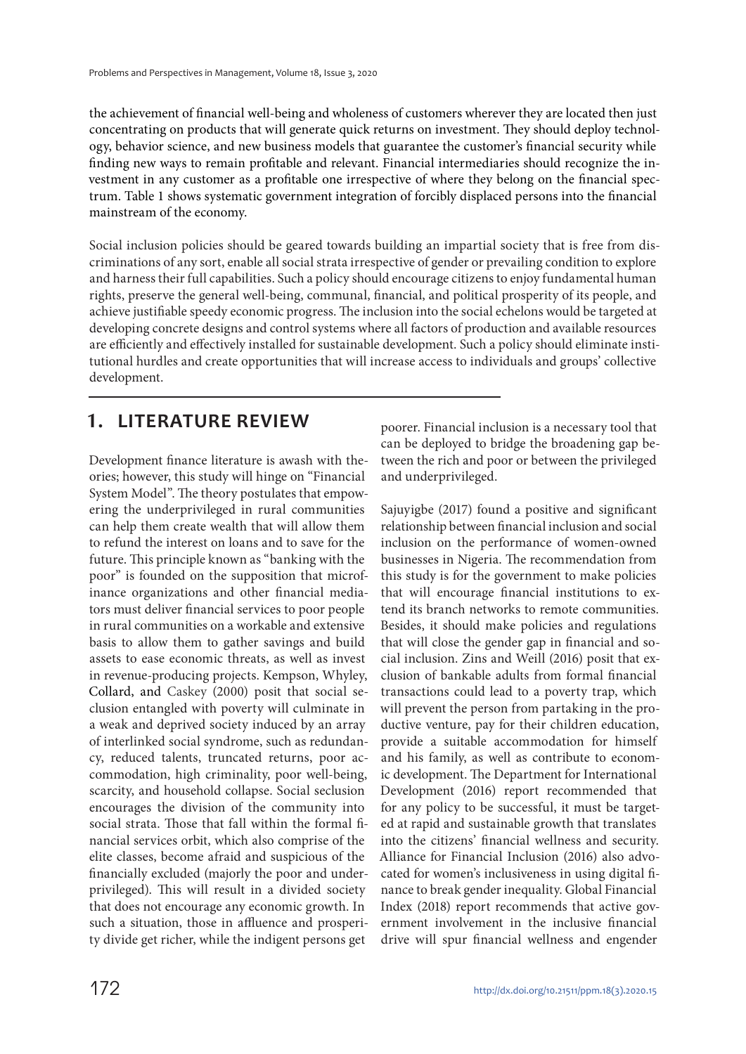the achievement of financial well-being and wholeness of customers wherever they are located then just concentrating on products that will generate quick returns on investment. They should deploy technology, behavior science, and new business models that guarantee the customer's financial security while finding new ways to remain profitable and relevant. Financial intermediaries should recognize the investment in any customer as a profitable one irrespective of where they belong on the financial spectrum. Table 1 shows systematic government integration of forcibly displaced persons into the financial mainstream of the economy.

Social inclusion policies should be geared towards building an impartial society that is free from discriminations of any sort, enable all social strata irrespective of gender or prevailing condition to explore and harness their full capabilities. Such a policy should encourage citizens to enjoy fundamental human rights, preserve the general well-being, communal, financial, and political prosperity of its people, and achieve justifiable speedy economic progress. The inclusion into the social echelons would be targeted at developing concrete designs and control systems where all factors of production and available resources are efficiently and effectively installed for sustainable development. Such a policy should eliminate institutional hurdles and create opportunities that will increase access to individuals and groups' collective development.

## 1. LITERATURE REVIEW

Development finance literature is awash with theories; however, this study will hinge on "Financial System Model". The theory postulates that empowering the underprivileged in rural communities can help them create wealth that will allow them to refund the interest on loans and to save for the future. This principle known as "banking with the poor" is founded on the supposition that microfinance organizations and other financial mediators must deliver financial services to poor people in rural communities on a workable and extensive basis to allow them to gather savings and build assets to ease economic threats, as well as invest in revenue-producing projects. Kempson, Whyley, Collard, and Caskey (2000) posit that social seclusion entangled with poverty will culminate in a weak and deprived society induced by an array of interlinked social syndrome, such as redundancy, reduced talents, truncated returns, poor accommodation, high criminality, poor well-being, scarcity, and household collapse. Social seclusion encourages the division of the community into social strata. Those that fall within the formal financial services orbit, which also comprise of the elite classes, become afraid and suspicious of the financially excluded (majorly the poor and underprivileged). This will result in a divided society that does not encourage any economic growth. In such a situation, those in affluence and prosperity divide get richer, while the indigent persons get poorer. Financial inclusion is a necessary tool that can be deployed to bridge the broadening gap between the rich and poor or between the privileged and underprivileged.

Sajuyigbe (2017) found a positive and significant relationship between financial inclusion and social inclusion on the performance of women-owned businesses in Nigeria. The recommendation from this study is for the government to make policies that will encourage financial institutions to extend its branch networks to remote communities. Besides, it should make policies and regulations that will close the gender gap in financial and social inclusion. Zins and Weill (2016) posit that exclusion of bankable adults from formal financial transactions could lead to a poverty trap, which will prevent the person from partaking in the productive venture, pay for their children education, provide a suitable accommodation for himself and his family, as well as contribute to economic development. The Department for International Development (2016) report recommended that for any policy to be successful, it must be targeted at rapid and sustainable growth that translates into the citizens' financial wellness and security. Alliance for Financial Inclusion (2016) also advocated for women's inclusiveness in using digital finance to break gender inequality. Global Financial Index (2018) report recommends that active government involvement in the inclusive financial drive will spur financial wellness and engender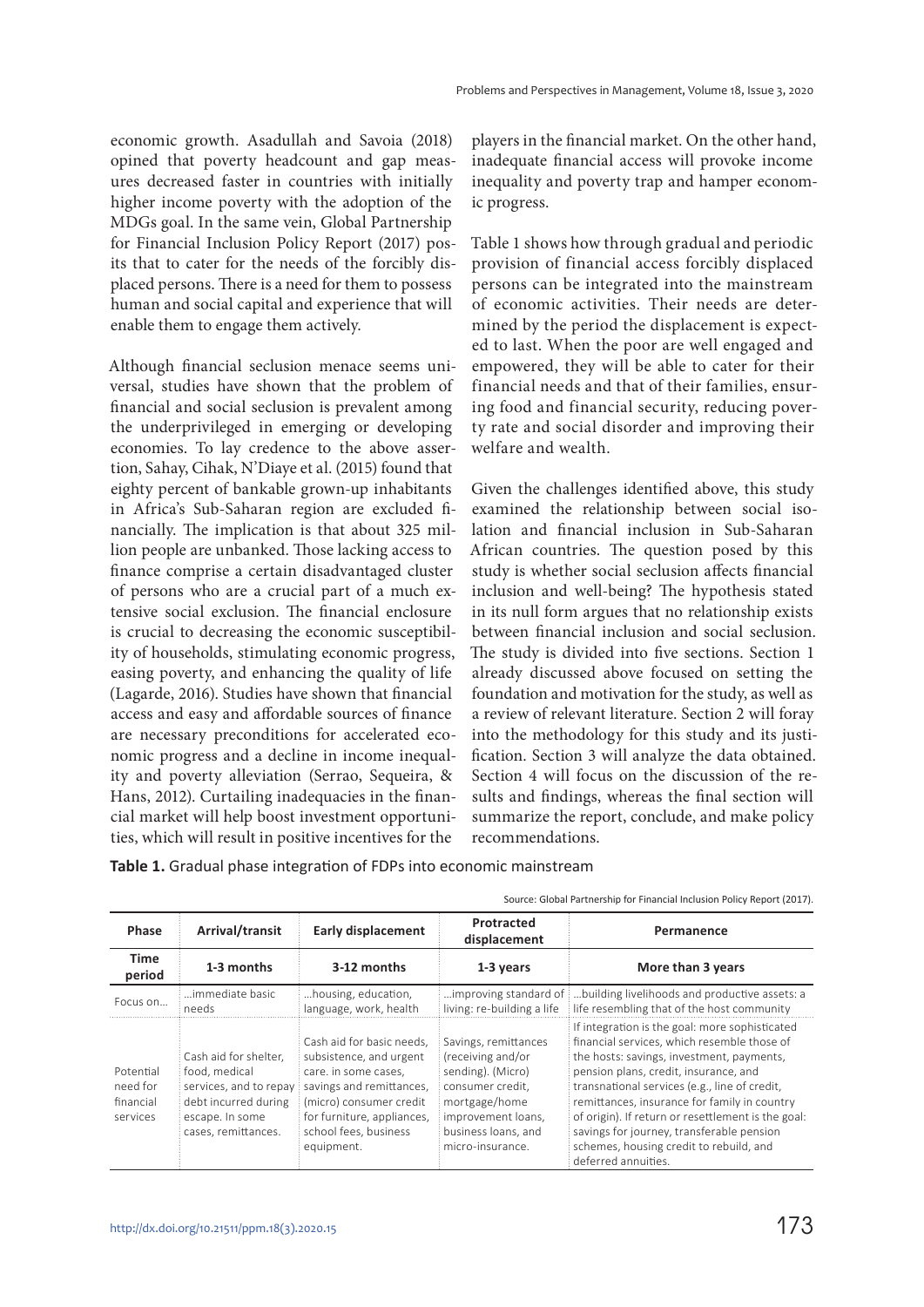economic growth. Asadullah and Savoia (2018) opined that poverty headcount and gap measures decreased faster in countries with initially higher income poverty with the adoption of the MDGs goal. In the same vein, Global Partnership for Financial Inclusion Policy Report (2017) posits that to cater for the needs of the forcibly displaced persons. There is a need for them to possess human and social capital and experience that will enable them to engage them actively.

Although financial seclusion menace seems universal, studies have shown that the problem of financial and social seclusion is prevalent among the underprivileged in emerging or developing economies. To lay credence to the above assertion, Sahay, Cihak, N'Diaye et al. (2015) found that eighty percent of bankable grown-up inhabitants in Africa's Sub-Saharan region are excluded financially. The implication is that about 325 million people are unbanked. Those lacking access to finance comprise a certain disadvantaged cluster of persons who are a crucial part of a much extensive social exclusion. The financial enclosure is crucial to decreasing the economic susceptibility of households, stimulating economic progress, easing poverty, and enhancing the quality of life (Lagarde, 2016). Studies have shown that financial access and easy and affordable sources of finance are necessary preconditions for accelerated economic progress and a decline in income inequality and poverty alleviation (Serrao, Sequeira, & Hans, 2012). Curtailing inadequacies in the financial market will help boost investment opportunities, which will result in positive incentives for the players in the financial market. On the other hand, inadequate financial access will provoke income inequality and poverty trap and hamper economic progress.

Table 1 shows how through gradual and periodic provision of financial access forcibly displaced persons can be integrated into the mainstream of economic activities. Their needs are determined by the period the displacement is expected to last. When the poor are well engaged and empowered, they will be able to cater for their financial needs and that of their families, ensuring food and financial security, reducing poverty rate and social disorder and improving their welfare and wealth.

Given the challenges identified above, this study examined the relationship between social isolation and financial inclusion in Sub-Saharan African countries. The question posed by this study is whether social seclusion affects financial inclusion and well-being? The hypothesis stated in its null form argues that no relationship exists between financial inclusion and social seclusion. The study is divided into five sections. Section 1 already discussed above focused on setting the foundation and motivation for the study, as well as a review of relevant literature. Section 2 will foray into the methodology for this study and its justification. Section 3 will analyze the data obtained. Section 4 will focus on the discussion of the results and findings, whereas the final section will summarize the report, conclude, and make policy recommendations.

**Table 1.** Gradual phase integration of FDPs into economic mainstream

Source: Global Partnership for Financial Inclusion Policy Report (2017).

| Phase | Arrival/transit | Early displacement | Protracted displacement | Permanence |
|---|---|---|---|---|
| **Time period** | **1-3 months** | **3-12 months** | **1-3 years** | **More than 3 years** |
| Focus on… | …immediate basic needs | …housing, education, language, work, health | …improving standard of living: re-building a life | …building livelihoods and productive assets: a life resembling that of the host community |
| Potential need for financial services | Cash aid for shelter, food, medical services, and to repay debt incurred during escape. In some cases, remittances. | Cash aid for basic needs, subsistence, and urgent care. in some cases, savings and remittances, (micro) consumer credit for furniture, appliances, school fees, business equipment. | Savings, remittances (receiving and/or sending). (Micro) consumer credit, mortgage/home improvement loans, business loans, and micro-insurance. | If integration is the goal: more sophisticated financial services, which resemble those of the hosts: savings, investment, payments, pension plans, credit, insurance, and transnational services (e.g., line of credit, remittances, insurance for family in country of origin). If return or resettlement is the goal: savings for journey, transferable pension schemes, housing credit to rebuild, and deferred annuities. |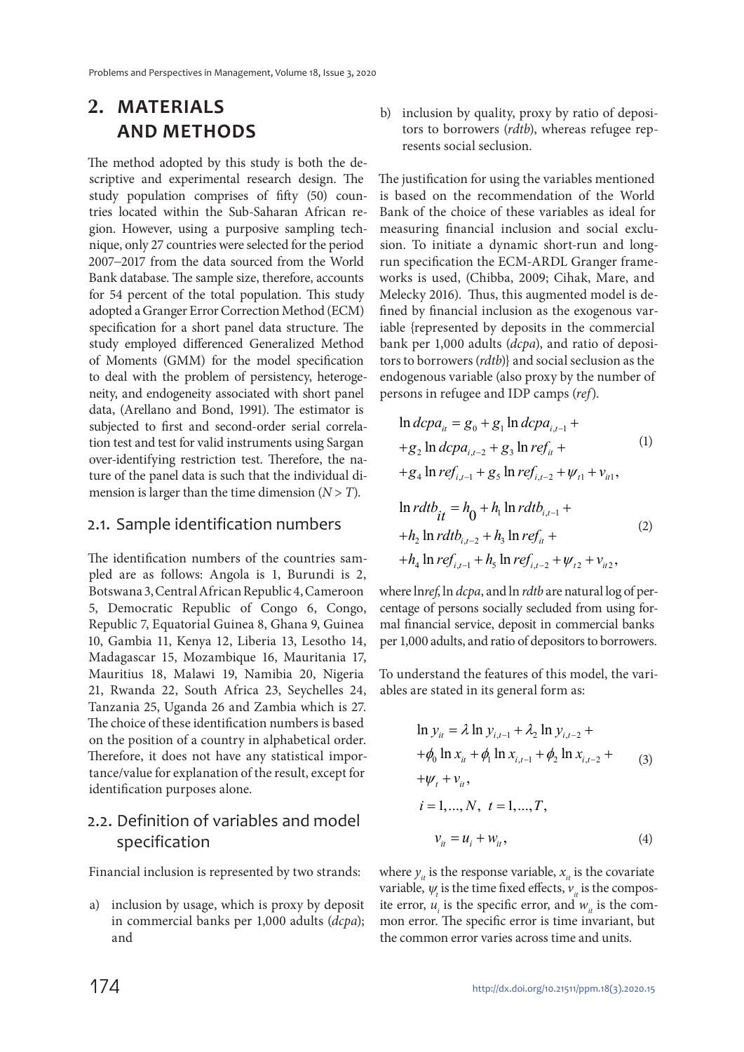## 2. MATERIALS AND METHODS

The method adopted by this study is both the descriptive and experimental research design. The study population comprises of fifty (50) countries located within the Sub-Saharan African region. However, using a purposive sampling technique, only 27 countries were selected for the period 2007–2017 from the data sourced from the World Bank database. The sample size, therefore, accounts for 54 percent of the total population. This study adopted a Granger Error Correction Method (ECM) specification for a short panel data structure. The study employed differenced Generalized Method of Moments (GMM) for the model specification to deal with the problem of persistency, heterogeneity, and endogeneity associated with short panel data, (Arellano and Bond, 1991). The estimator is subjected to first and second-order serial correlation test and test for valid instruments using Sargan over-identifying restriction test. Therefore, the nature of the panel data is such that the individual dimension is larger than the time dimension ($N > T$).

### 2.1. Sample identification numbers

The identification numbers of the countries sampled are as follows: Angola is 1, Burundi is 2, Botswana 3, Central African Republic 4, Cameroon 5, Democratic Republic of Congo 6, Congo, Republic 7, Equatorial Guinea 8, Ghana 9, Guinea 10, Gambia 11, Kenya 12, Liberia 13, Lesotho 14, Madagascar 15, Mozambique 16, Mauritania 17, Mauritius 18, Malawi 19, Namibia 20, Nigeria 21, Rwanda 22, South Africa 23, Seychelles 24, Tanzania 25, Uganda 26 and Zambia which is 27. The choice of these identification numbers is based on the position of a country in alphabetical order. Therefore, it does not have any statistical importance/value for explanation of the result, except for identification purposes alone.

### 2.2. Definition of variables and model specification

Financial inclusion is represented by two strands:

a) inclusion by usage, which is proxy by deposit in commercial banks per 1,000 adults (*dcpa*); and

b) inclusion by quality, proxy by ratio of depositors to borrowers (*rdtb*), whereas refugee represents social seclusion.

The justification for using the variables mentioned is based on the recommendation of the World Bank of the choice of these variables as ideal for measuring financial inclusion and social exclusion. To initiate a dynamic short-run and long-run specification the ECM-ARDL Granger frameworks is used, (Chibba, 2009; Cihak, Mare, and Melecky 2016). Thus, this augmented model is defined by financial inclusion as the exogenous variable {represented by deposits in the commercial bank per 1,000 adults (*dcpa*), and ratio of depositors to borrowers (*rdtb*)} and social seclusion as the endogenous variable (also proxy by the number of persons in refugee and IDP camps (*ref*).

$$\ln dcpa_{it} = g_0 + g_1 \ln dcpa_{i,t-1} + g_2 \ln dcpa_{i,t-2} + g_3 \ln ref_{it} + g_4 \ln ref_{i,t-1} + g_5 \ln ref_{i,t-2} + \psi_{t1} + v_{it1}, \tag{1}$$

$$\ln rdtb_{it} = h_0 + h_1 \ln rdtb_{i,t-1} + h_2 \ln rdtb_{i,t-2} + h_3 \ln ref_{it} + h_4 \ln ref_{i,t-1} + h_5 \ln ref_{i,t-2} + \psi_{t2} + v_{it2}, \tag{2}$$

where ln*ref*, ln *dcpa*, and ln *rdtb* are natural log of percentage of persons socially secluded from using formal financial service, deposit in commercial banks per 1,000 adults, and ratio of depositors to borrowers.

To understand the features of this model, the variables are stated in its general form as:

$$\ln y_{it} = \lambda \ln y_{i,t-1} + \lambda_2 \ln y_{i,t-2} + \phi_0 \ln x_{it} + \phi_1 \ln x_{i,t-1} + \phi_2 \ln x_{i,t-2} + \psi_t + v_{it}, \quad i = 1,...,N, \; t = 1,...,T, \tag{3}$$

$$v_{it} = u_i + w_{it}, \tag{4}$$

where $y_{it}$ is the response variable, $x_{it}$ is the covariate variable, $\psi_t$ is the time fixed effects, $v_{it}$ is the composite error, $u_i$ is the specific error, and $w_{it}$ is the common error. The specific error is time invariant, but the common error varies across time and units.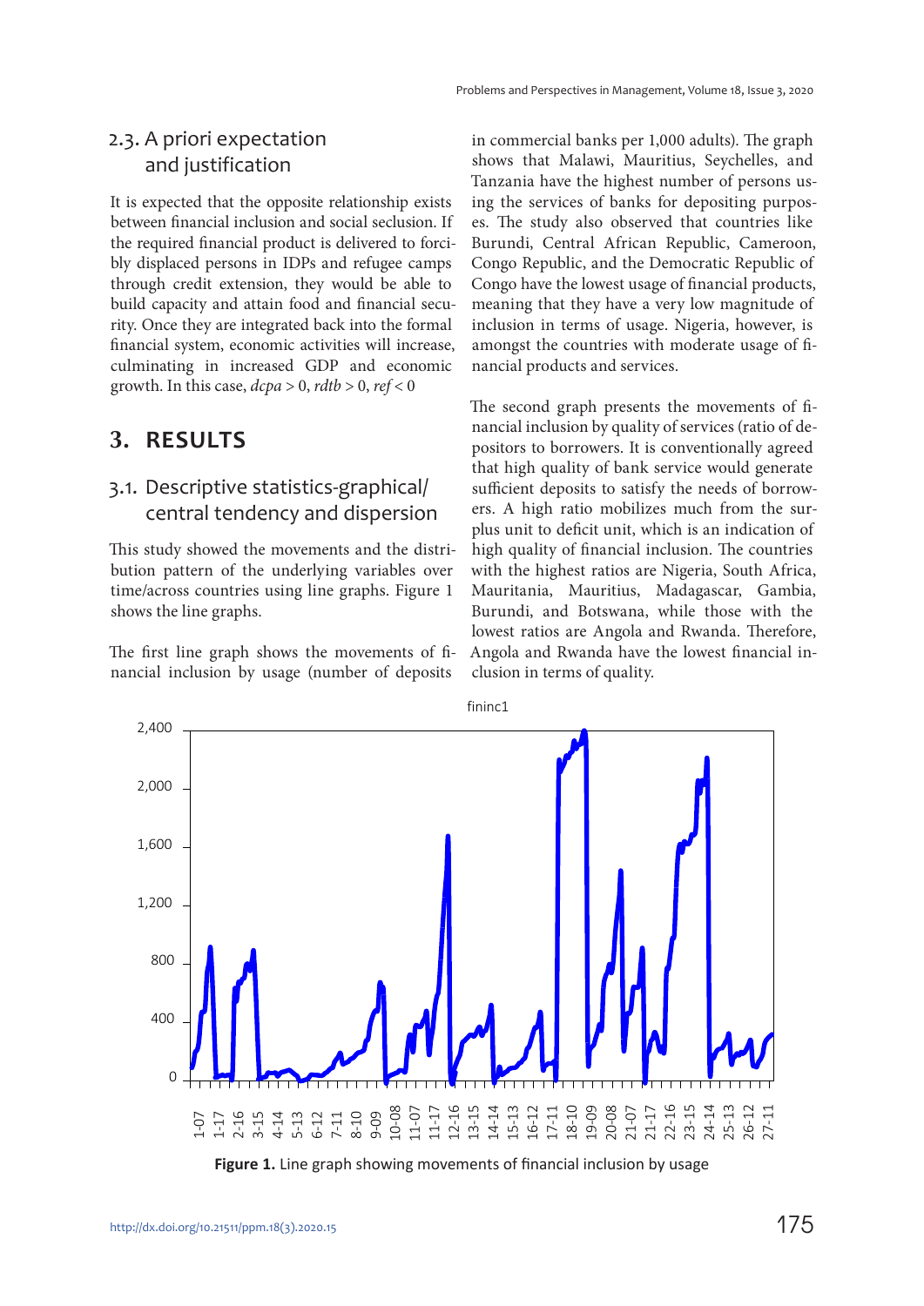### 2.3. A priori expectation and justification

It is expected that the opposite relationship exists between financial inclusion and social seclusion. If the required financial product is delivered to forcibly displaced persons in IDPs and refugee camps through credit extension, they would be able to build capacity and attain food and financial security. Once they are integrated back into the formal financial system, economic activities will increase, culminating in increased GDP and economic growth. In this case, $dcpa > 0$, $rdtb > 0$, $ref < 0$

## 3. RESULTS

### 3.1. Descriptive statistics-graphical/central tendency and dispersion

This study showed the movements and the distribution pattern of the underlying variables over time/across countries using line graphs. Figure 1 shows the line graphs.

The first line graph shows the movements of financial inclusion by usage (number of deposits in commercial banks per 1,000 adults). The graph shows that Malawi, Mauritius, Seychelles, and Tanzania have the highest number of persons using the services of banks for depositing purposes. The study also observed that countries like Burundi, Central African Republic, Cameroon, Congo Republic, and the Democratic Republic of Congo have the lowest usage of financial products, meaning that they have a very low magnitude of inclusion in terms of usage. Nigeria, however, is amongst the countries with moderate usage of financial products and services.

The second graph presents the movements of financial inclusion by quality of services (ratio of depositors to borrowers. It is conventionally agreed that high quality of bank service would generate sufficient deposits to satisfy the needs of borrowers. A high ratio mobilizes much from the surplus unit to deficit unit, which is an indication of high quality of financial inclusion. The countries with the highest ratios are Nigeria, South Africa, Mauritania, Mauritius, Madagascar, Gambia, Burundi, and Botswana, while those with the lowest ratios are Angola and Rwanda. Therefore, Angola and Rwanda have the lowest financial inclusion in terms of quality.

**Figure 1.** Line graph showing movements of financial inclusion by usage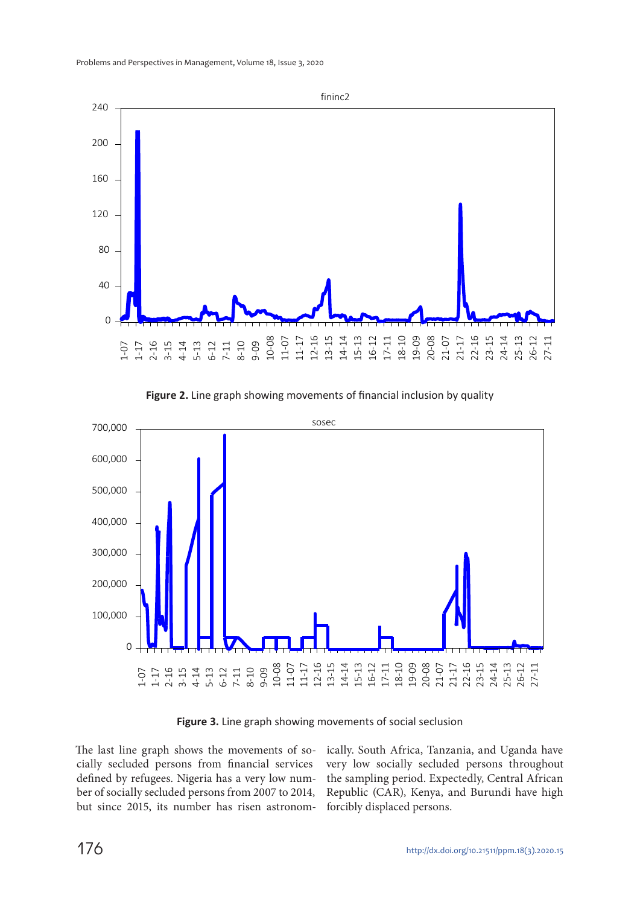**Figure 2.** Line graph showing movements of financial inclusion by quality

**Figure 3.** Line graph showing movements of social seclusion

The last line graph shows the movements of socially secluded persons from financial services defined by refugees. Nigeria has a very low number of socially secluded persons from 2007 to 2014, but since 2015, its number has risen astronomically. South Africa, Tanzania, and Uganda have very low socially secluded persons throughout the sampling period. Expectedly, Central African Republic (CAR), Kenya, and Burundi have high forcibly displaced persons.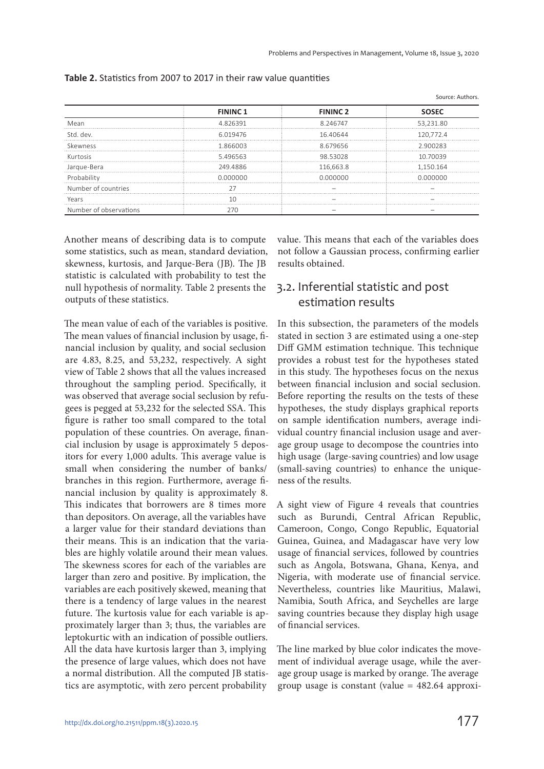**Table 2.** Statistics from 2007 to 2017 in their raw value quantities

Source: Authors.

| | FININC 1 | FININC 2 | SOSEC |
|---|---|---|---|
| Mean | 4.826391 | 8.246747 | 53,231.80 |
| Std. dev. | 6.019476 | 16.40644 | 120,772.4 |
| Skewness | 1.866003 | 8.679656 | 2.900283 |
| Kurtosis | 5.496563 | 98.53028 | 10.70039 |
| Jarque-Bera | 249.4886 | 116,663.8 | 1,150.164 |
| Probability | 0.000000 | 0.000000 | 0.000000 |
| Number of countries | 27 | – | – |
| Years | 10 | – | – |
| Number of observations | 270 | – | – |

Another means of describing data is to compute some statistics, such as mean, standard deviation, skewness, kurtosis, and Jarque-Bera (JB). The JB statistic is calculated with probability to test the null hypothesis of normality. Table 2 presents the outputs of these statistics.

The mean value of each of the variables is positive. The mean values of financial inclusion by usage, financial inclusion by quality, and social seclusion are 4.83, 8.25, and 53,232, respectively. A sight view of Table 2 shows that all the values increased throughout the sampling period. Specifically, it was observed that average social seclusion by refugees is pegged at 53,232 for the selected SSA. This figure is rather too small compared to the total population of these countries. On average, financial inclusion by usage is approximately 5 depositors for every 1,000 adults. This average value is small when considering the number of banks/branches in this region. Furthermore, average financial inclusion by quality is approximately 8. This indicates that borrowers are 8 times more than depositors. On average, all the variables have a larger value for their standard deviations than their means. This is an indication that the variables are highly volatile around their mean values. The skewness scores for each of the variables are larger than zero and positive. By implication, the variables are each positively skewed, meaning that there is a tendency of large values in the nearest future. The kurtosis value for each variable is approximately larger than 3; thus, the variables are leptokurtic with an indication of possible outliers. All the data have kurtosis larger than 3, implying the presence of large values, which does not have a normal distribution. All the computed JB statistics are asymptotic, with zero percent probability value. This means that each of the variables does not follow a Gaussian process, confirming earlier results obtained.

## 3.2. Inferential statistic and post estimation results

In this subsection, the parameters of the models stated in section 3 are estimated using a one-step Diff GMM estimation technique. This technique provides a robust test for the hypotheses stated in this study. The hypotheses focus on the nexus between financial inclusion and social seclusion. Before reporting the results on the tests of these hypotheses, the study displays graphical reports on sample identification numbers, average individual country financial inclusion usage and average group usage to decompose the countries into high usage (large-saving countries) and low usage (small-saving countries) to enhance the uniqueness of the results.

A sight view of Figure 4 reveals that countries such as Burundi, Central African Republic, Cameroon, Congo, Congo Republic, Equatorial Guinea, Guinea, and Madagascar have very low usage of financial services, followed by countries such as Angola, Botswana, Ghana, Kenya, and Nigeria, with moderate use of financial service. Nevertheless, countries like Mauritius, Malawi, Namibia, South Africa, and Seychelles are large saving countries because they display high usage of financial services.

The line marked by blue color indicates the movement of individual average usage, while the average group usage is marked by orange. The average group usage is constant (value = 482.64 approxi-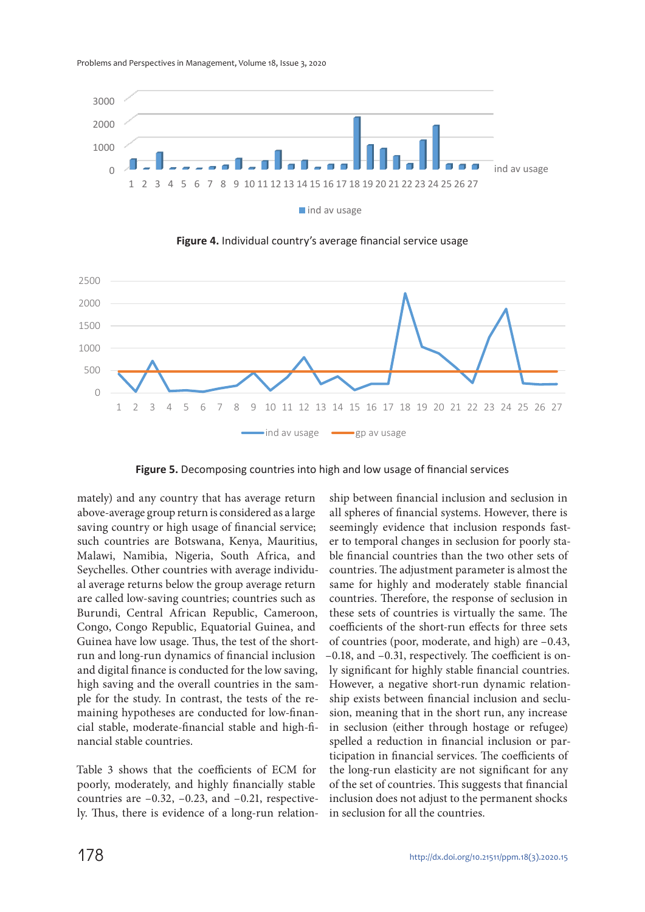**Figure 4.** Individual country's average financial service usage

**Figure 5.** Decomposing countries into high and low usage of financial services

mately) and any country that has average return above-average group return is considered as a large saving country or high usage of financial service; such countries are Botswana, Kenya, Mauritius, Malawi, Namibia, Nigeria, South Africa, and Seychelles. Other countries with average individual average returns below the group average return are called low-saving countries; countries such as Burundi, Central African Republic, Cameroon, Congo, Congo Republic, Equatorial Guinea, and Guinea have low usage. Thus, the test of the short-run and long-run dynamics of financial inclusion and digital finance is conducted for the low saving, high saving and the overall countries in the sample for the study. In contrast, the tests of the remaining hypotheses are conducted for low-financial stable, moderate-financial stable and high-financial stable countries.

Table 3 shows that the coefficients of ECM for poorly, moderately, and highly financially stable countries are –0.32, –0.23, and –0.21, respectively. Thus, there is evidence of a long-run relationship between financial inclusion and seclusion in all spheres of financial systems. However, there is seemingly evidence that inclusion responds faster to temporal changes in seclusion for poorly stable financial countries than the two other sets of countries. The adjustment parameter is almost the same for highly and moderately stable financial countries. Therefore, the response of seclusion in these sets of countries is virtually the same. The coefficients of the short-run effects for three sets of countries (poor, moderate, and high) are –0.43, –0.18, and –0.31, respectively. The coefficient is only significant for highly stable financial countries. However, a negative short-run dynamic relationship exists between financial inclusion and seclusion, meaning that in the short run, any increase in seclusion (either through hostage or refugee) spelled a reduction in financial inclusion or participation in financial services. The coefficients of the long-run elasticity are not significant for any of the set of countries. This suggests that financial inclusion does not adjust to the permanent shocks in seclusion for all the countries.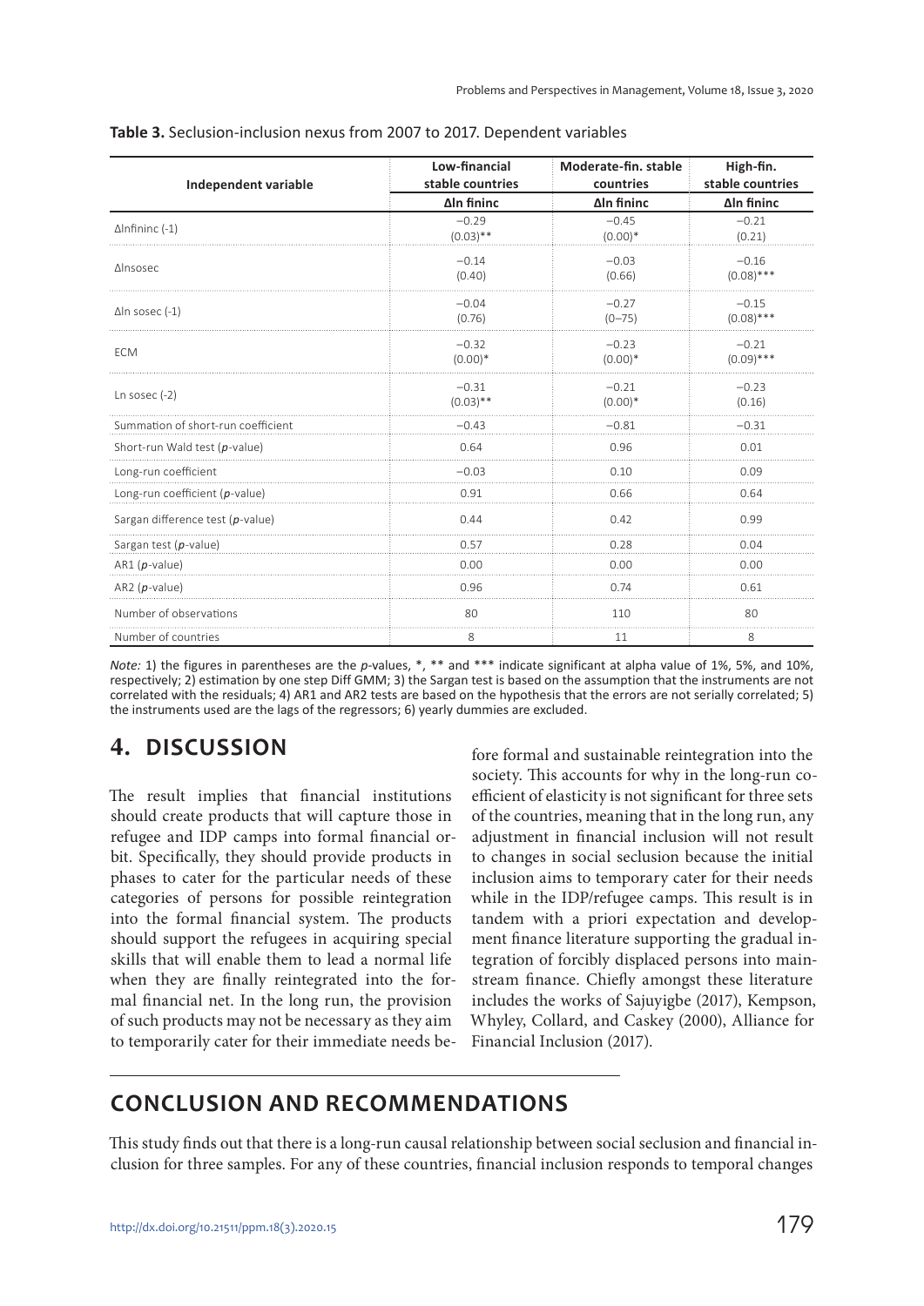**Table 3.** Seclusion-inclusion nexus from 2007 to 2017. Dependent variables

| Independent variable | Low-financial stable countries | Moderate-fin. stable countries | High-fin. stable countries |
|---|---|---|---|
| | Δln fininc | Δln fininc | Δln fininc |
| Δlnfininc (-1) | −0.29 (0.03)** | −0.45 (0.00)* | −0.21 (0.21) |
| Δlnsosec | −0.14 (0.40) | −0.03 (0.66) | −0.16 (0.08)*** |
| Δln sosec (-1) | −0.04 (0.76) | −0.27 (0–75) | −0.15 (0.08)*** |
| ECM | −0.32 (0.00)* | −0.23 (0.00)* | −0.21 (0.09)*** |
| Ln sosec (-2) | −0.31 (0.03)** | −0.21 (0.00)* | −0.23 (0.16) |
| Summation of short-run coefficient | −0.43 | −0.81 | −0.31 |
| Short-run Wald test (*p*-value) | 0.64 | 0.96 | 0.01 |
| Long-run coefficient | −0.03 | 0.10 | 0.09 |
| Long-run coefficient (*p*-value) | 0.91 | 0.66 | 0.64 |
| Sargan difference test (*p*-value) | 0.44 | 0.42 | 0.99 |
| Sargan test (*p*-value) | 0.57 | 0.28 | 0.04 |
| AR1 (*p*-value) | 0.00 | 0.00 | 0.00 |
| AR2 (*p*-value) | 0.96 | 0.74 | 0.61 |
| Number of observations | 80 | 110 | 80 |
| Number of countries | 8 | 11 | 8 |

*Note:* 1) the figures in parentheses are the *p*-values, *, ** and *** indicate significant at alpha value of 1%, 5%, and 10%, respectively; 2) estimation by one step Diff GMM; 3) the Sargan test is based on the assumption that the instruments are not correlated with the residuals; 4) AR1 and AR2 tests are based on the hypothesis that the errors are not serially correlated; 5) the instruments used are the lags of the regressors; 6) yearly dummies are excluded.

## 4. DISCUSSION

The result implies that financial institutions should create products that will capture those in refugee and IDP camps into formal financial orbit. Specifically, they should provide products in phases to cater for the particular needs of these categories of persons for possible reintegration into the formal financial system. The products should support the refugees in acquiring special skills that will enable them to lead a normal life when they are finally reintegrated into the formal financial net. In the long run, the provision of such products may not be necessary as they aim to temporarily cater for their immediate needs before formal and sustainable reintegration into the society. This accounts for why in the long-run coefficient of elasticity is not significant for three sets of the countries, meaning that in the long run, any adjustment in financial inclusion will not result to changes in social seclusion because the initial inclusion aims to temporary cater for their needs while in the IDP/refugee camps. This result is in tandem with a priori expectation and development finance literature supporting the gradual integration of forcibly displaced persons into mainstream finance. Chiefly amongst these literature includes the works of Sajuyigbe (2017), Kempson, Whyley, Collard, and Caskey (2000), Alliance for Financial Inclusion (2017).

## CONCLUSION AND RECOMMENDATIONS

This study finds out that there is a long-run causal relationship between social seclusion and financial inclusion for three samples. For any of these countries, financial inclusion responds to temporal changes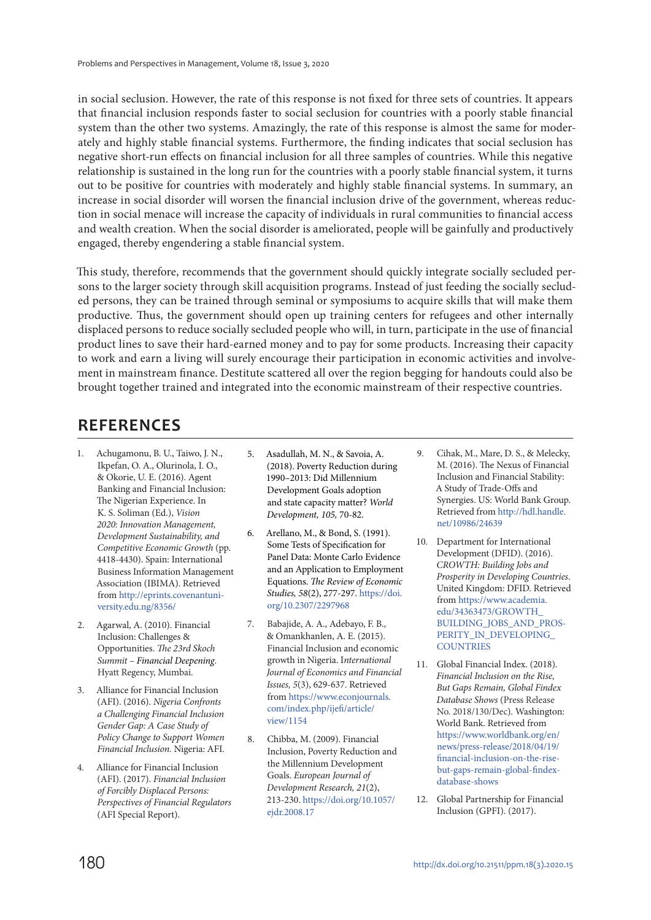in social seclusion. However, the rate of this response is not fixed for three sets of countries. It appears that financial inclusion responds faster to social seclusion for countries with a poorly stable financial system than the other two systems. Amazingly, the rate of this response is almost the same for moderately and highly stable financial systems. Furthermore, the finding indicates that social seclusion has negative short-run effects on financial inclusion for all three samples of countries. While this negative relationship is sustained in the long run for the countries with a poorly stable financial system, it turns out to be positive for countries with moderately and highly stable financial systems. In summary, an increase in social disorder will worsen the financial inclusion drive of the government, whereas reduction in social menace will increase the capacity of individuals in rural communities to financial access and wealth creation. When the social disorder is ameliorated, people will be gainfully and productively engaged, thereby engendering a stable financial system.

This study, therefore, recommends that the government should quickly integrate socially secluded persons to the larger society through skill acquisition programs. Instead of just feeding the socially secluded persons, they can be trained through seminal or symposiums to acquire skills that will make them productive. Thus, the government should open up training centers for refugees and other internally displaced persons to reduce socially secluded people who will, in turn, participate in the use of financial product lines to save their hard-earned money and to pay for some products. Increasing their capacity to work and earn a living will surely encourage their participation in economic activities and involvement in mainstream finance. Destitute scattered all over the region begging for handouts could also be brought together trained and integrated into the economic mainstream of their respective countries.

## REFERENCES

1. Achugamonu, B. U., Taiwo, J. N., Ikpefan, O. A., Olurinola, I. O., & Okorie, U. E. (2016). Agent Banking and Financial Inclusion: The Nigerian Experience. In K. S. Soliman (Ed.), *Vision 2020: Innovation Management, Development Sustainability, and Competitive Economic Growth* (pp. 4418-4430). Spain: International Business Information Management Association (IBIMA). Retrieved from http://eprints.covenantuniversity.edu.ng/8356/

2. Agarwal, A. (2010). Financial Inclusion: Challenges & Opportunities. *The 23rd Skoch Summit – Financial Deepening.* Hyatt Regency, Mumbai.

3. Alliance for Financial Inclusion (AFI). (2016). *Nigeria Confronts a Challenging Financial Inclusion Gender Gap: A Case Study of Policy Change to Support Women Financial Inclusion.* Nigeria: AFI.

4. Alliance for Financial Inclusion (AFI). (2017). *Financial Inclusion of Forcibly Displaced Persons: Perspectives of Financial Regulators* (AFI Special Report).

5. Asadullah, M. N., & Savoia, A. (2018). Poverty Reduction during 1990–2013: Did Millennium Development Goals adoption and state capacity matter? *World Development, 105,* 70-82.

6. Arellano, M., & Bond, S. (1991). Some Tests of Specification for Panel Data: Monte Carlo Evidence and an Application to Employment Equations. *The Review of Economic Studies, 58*(2), 277-297. https://doi.org/10.2307/2297968

7. Babajide, A. A., Adebayo, F. B., & Omankhanlen, A. E. (2015). Financial Inclusion and economic growth in Nigeria. *International Journal of Economics and Financial Issues, 5*(3), 629-637. Retrieved from https://www.econjournals.com/index.php/ijefi/article/view/1154

8. Chibba, M. (2009). Financial Inclusion, Poverty Reduction and the Millennium Development Goals. *European Journal of Development Research, 21*(2), 213-230. https://doi.org/10.1057/ejdr.2008.17

9. Cihak, M., Mare, D. S., & Melecky, M. (2016). The Nexus of Financial Inclusion and Financial Stability: A Study of Trade-Offs and Synergies. US: World Bank Group. Retrieved from http://hdl.handle.net/10986/24639

10. Department for International Development (DFID). (2016). *CROWTH: Building Jobs and Prosperity in Developing Countries.* United Kingdom: DFID. Retrieved from https://www.academia.edu/34363473/GROWTH_BUILDING_JOBS_AND_PROSPERITY_IN_DEVELOPING_COUNTRIES

11. Global Financial Index. (2018). *Financial Inclusion on the Rise, But Gaps Remain, Global Findex Database Shows* (Press Release No. 2018/130/Dec). Washington: World Bank. Retrieved from https://www.worldbank.org/en/news/press-release/2018/04/19/financial-inclusion-on-the-rise-but-gaps-remain-global-findex-database-shows

12. Global Partnership for Financial Inclusion (GPFI). (2017).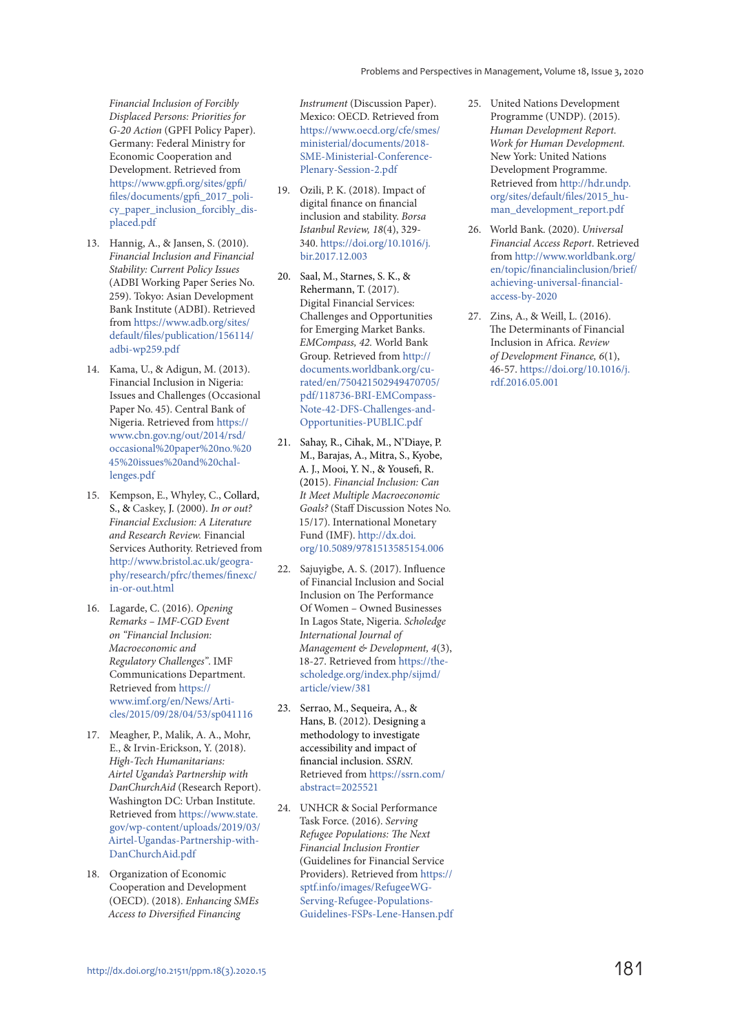*Financial Inclusion of Forcibly Displaced Persons: Priorities for G-20 Action* (GPFI Policy Paper). Germany: Federal Ministry for Economic Cooperation and Development. Retrieved from https://www.gpfi.org/sites/gpfi/files/documents/gpfi_2017_policy_paper_inclusion_forcibly_displaced.pdf

13. Hannig, A., & Jansen, S. (2010). *Financial Inclusion and Financial Stability: Current Policy Issues* (ADBI Working Paper Series No. 259). Tokyo: Asian Development Bank Institute (ADBI). Retrieved from https://www.adb.org/sites/default/files/publication/156114/adbi-wp259.pdf
14. Kama, U., & Adigun, M. (2013). Financial Inclusion in Nigeria: Issues and Challenges (Occasional Paper No. 45). Central Bank of Nigeria. Retrieved from https://www.cbn.gov.ng/out/2014/rsd/occasional%20paper%20no.%2045%20issues%20and%20challenges.pdf
15. Kempson, E., Whyley, C., Collard, S., & Caskey, J. (2000). *In or out? Financial Exclusion: A Literature and Research Review.* Financial Services Authority. Retrieved from http://www.bristol.ac.uk/geography/research/pfrc/themes/finexc/in-or-out.html
16. Lagarde, C. (2016). *Opening Remarks – IMF-CGD Event on "Financial Inclusion: Macroeconomic and Regulatory Challenges"*. IMF Communications Department. Retrieved from https://www.imf.org/en/News/Articles/2015/09/28/04/53/sp041116
17. Meagher, P., Malik, A. A., Mohr, E., & Irvin-Erickson, Y. (2018). *High-Tech Humanitarians: Airtel Uganda's Partnership with DanChurchAid* (Research Report). Washington DC: Urban Institute. Retrieved from https://www.state.gov/wp-content/uploads/2019/03/Airtel-Ugandas-Partnership-with-DanChurchAid.pdf
18. Organization of Economic Cooperation and Development (OECD). (2018). *Enhancing SMEs Access to Diversified Financing Instrument* (Discussion Paper). Mexico: OECD. Retrieved from https://www.oecd.org/cfe/smes/ministerial/documents/2018-SME-Ministerial-Conference-Plenary-Session-2.pdf
19. Ozili, P. K. (2018). Impact of digital finance on financial inclusion and stability. *Borsa Istanbul Review, 18*(4), 329-340. https://doi.org/10.1016/j.bir.2017.12.003
20. Saal, M., Starnes, S. K., & Rehermann, T. (2017). Digital Financial Services: Challenges and Opportunities for Emerging Market Banks. *EMCompass, 42.* World Bank Group. Retrieved from http://documents.worldbank.org/curated/en/750421502949470705/pdf/118736-BRI-EMCompass-Note-42-DFS-Challenges-and-Opportunities-PUBLIC.pdf
21. Sahay, R., Cihak, M., N'Diaye, P. M., Barajas, A., Mitra, S., Kyobe, A. J., Mooi, Y. N., & Yousefi, R. (2015). *Financial Inclusion: Can It Meet Multiple Macroeconomic Goals?* (Staff Discussion Notes No. 15/17). International Monetary Fund (IMF). http://dx.doi.org/10.5089/9781513585154.006
22. Sajuyigbe, A. S. (2017). Influence of Financial Inclusion and Social Inclusion on The Performance Of Women – Owned Businesses In Lagos State, Nigeria. *Scholedge International Journal of Management & Development, 4*(3), 18-27. Retrieved from https://thescholedge.org/index.php/sijmd/article/view/381
23. Serrao, M., Sequeira, A., & Hans, B. (2012). Designing a methodology to investigate accessibility and impact of financial inclusion. *SSRN.* Retrieved from https://ssrn.com/abstract=2025521
24. UNHCR & Social Performance Task Force. (2016). *Serving Refugee Populations: The Next Financial Inclusion Frontier* (Guidelines for Financial Service Providers). Retrieved from https://sptf.info/images/RefugeeWG-Serving-Refugee-Populations-Guidelines-FSPs-Lene-Hansen.pdf
25. United Nations Development Programme (UNDP). (2015). *Human Development Report. Work for Human Development.* New York: United Nations Development Programme. Retrieved from http://hdr.undp.org/sites/default/files/2015_human_development_report.pdf
26. World Bank. (2020). *Universal Financial Access Report*. Retrieved from http://www.worldbank.org/en/topic/financialinclusion/brief/achieving-universal-financial-access-by-2020
27. Zins, A., & Weill, L. (2016). The Determinants of Financial Inclusion in Africa. *Review of Development Finance, 6*(1), 46-57. https://doi.org/10.1016/j.rdf.2016.05.001